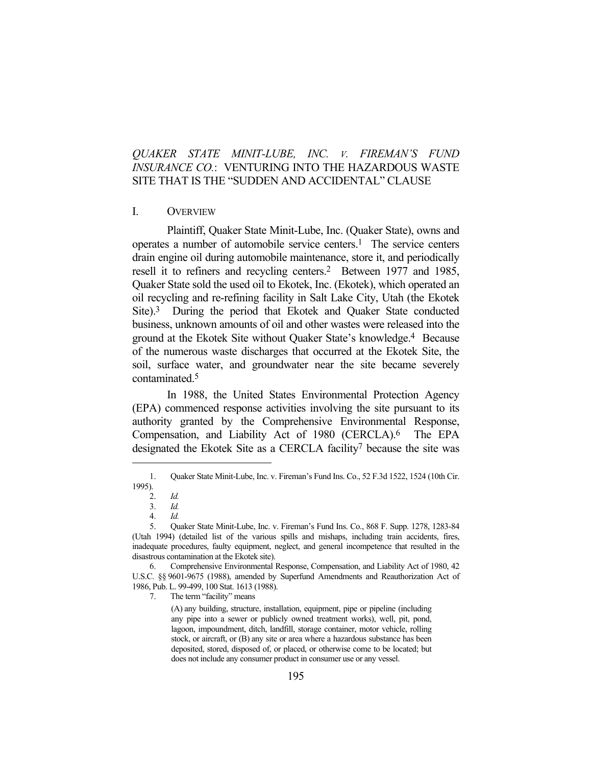# *QUAKER STATE MINIT-LUBE, INC. v. FIREMAN'S FUND INSURANCE CO.*: VENTURING INTO THE HAZARDOUS WASTE SITE THAT IS THE "SUDDEN AND ACCIDENTAL" CLAUSE

## I. OVERVIEW

Plaintiff, Quaker State Minit-Lube, Inc. (Quaker State), owns and operates a number of automobile service centers.[1] The service centers drain engine oil during automobile maintenance, store it, and periodically resell it to refiners and recycling centers.[2] Between 1977 and 1985, Quaker State sold the used oil to Ekotek, Inc. (Ekotek), which operated an oil recycling and re-refining facility in Salt Lake City, Utah (the Ekotek Site).[3] During the period that Ekotek and Quaker State conducted business, unknown amounts of oil and other wastes were released into the ground at the Ekotek Site without Quaker State's knowledge.[4] Because of the numerous waste discharges that occurred at the Ekotek Site, the soil, surface water, and groundwater near the site became severely contaminated.[5]

In 1988, the United States Environmental Protection Agency (EPA) commenced response activities involving the site pursuant to its authority granted by the Comprehensive Environmental Response, Compensation, and Liability Act of 1980 (CERCLA).[6] The EPA designated the Ekotek Site as a CERCLA facility[7] because the site was

---

1. Quaker State Minit-Lube, Inc. v. Fireman's Fund Ins. Co., 52 F.3d 1522, 1524 (10th Cir. 1995).
2. *Id.*
3. *Id.*
4. *Id.*
5. Quaker State Minit-Lube, Inc. v. Fireman's Fund Ins. Co., 868 F. Supp. 1278, 1283-84 (Utah 1994) (detailed list of the various spills and mishaps, including train accidents, fires, inadequate procedures, faulty equipment, neglect, and general incompetence that resulted in the disastrous contamination at the Ekotek site).
6. Comprehensive Environmental Response, Compensation, and Liability Act of 1980, 42 U.S.C. §§ 9601-9675 (1988), amended by Superfund Amendments and Reauthorization Act of 1986, Pub. L. 99-499, 100 Stat. 1613 (1988).
7. The term "facility" means

   > (A) any building, structure, installation, equipment, pipe or pipeline (including any pipe into a sewer or publicly owned treatment works), well, pit, pond, lagoon, impoundment, ditch, landfill, storage container, motor vehicle, rolling stock, or aircraft, or (B) any site or area where a hazardous substance has been deposited, stored, disposed of, or placed, or otherwise come to be located; but does not include any consumer product in consumer use or any vessel.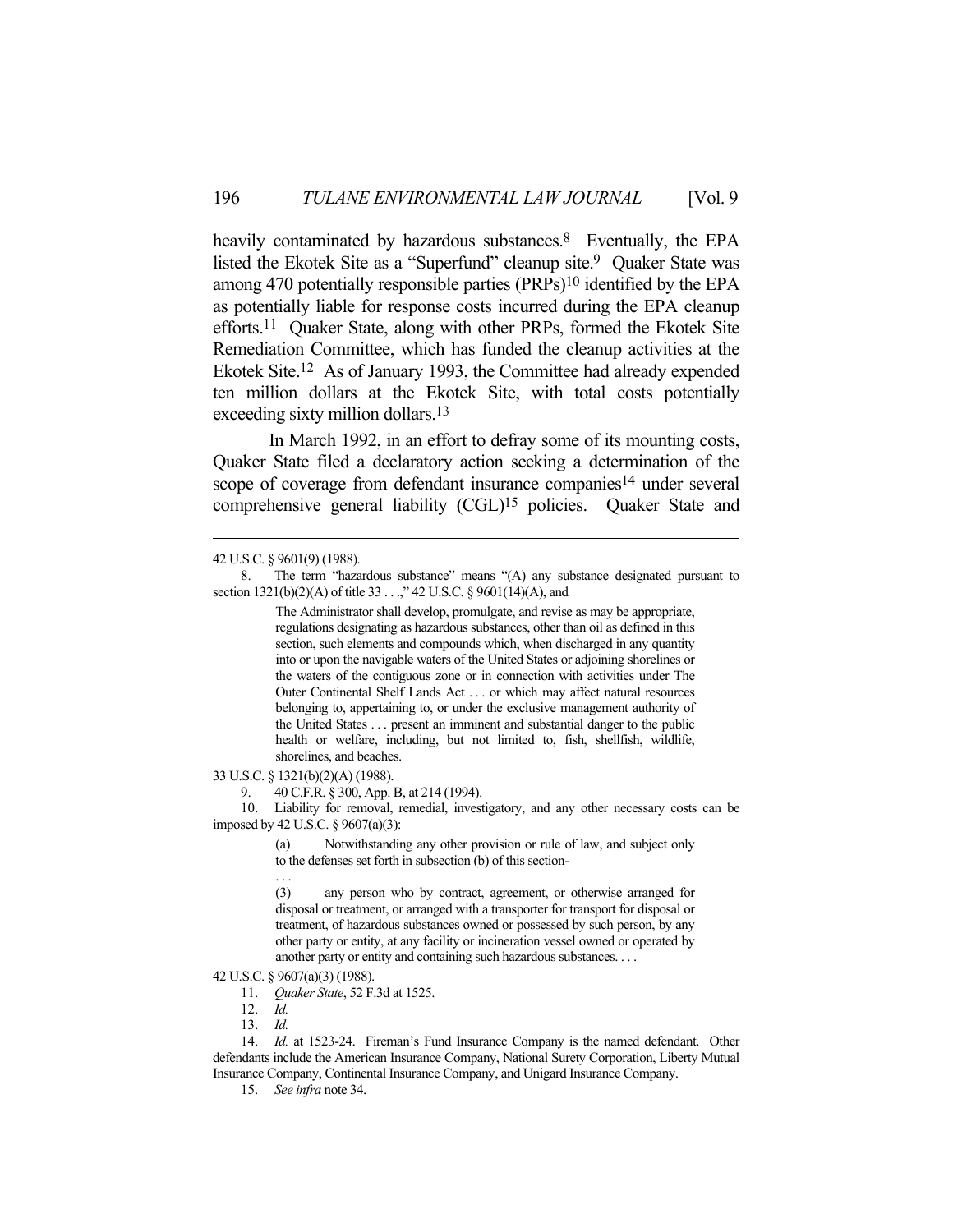heavily contaminated by hazardous substances.[8] Eventually, the EPA listed the Ekotek Site as a "Superfund" cleanup site.[9] Quaker State was among 470 potentially responsible parties (PRPs)[10] identified by the EPA as potentially liable for response costs incurred during the EPA cleanup efforts.[11] Quaker State, along with other PRPs, formed the Ekotek Site Remediation Committee, which has funded the cleanup activities at the Ekotek Site.[12] As of January 1993, the Committee had already expended ten million dollars at the Ekotek Site, with total costs potentially exceeding sixty million dollars.[13]

In March 1992, in an effort to defray some of its mounting costs, Quaker State filed a declaratory action seeking a determination of the scope of coverage from defendant insurance companies[14] under several comprehensive general liability (CGL)[15] policies. Quaker State and

---

42 U.S.C. § 9601(9) (1988).

8. The term "hazardous substance" means "(A) any substance designated pursuant to section 1321(b)(2)(A) of title 33 . . .," 42 U.S.C. § 9601(14)(A), and

> The Administrator shall develop, promulgate, and revise as may be appropriate, regulations designating as hazardous substances, other than oil as defined in this section, such elements and compounds which, when discharged in any quantity into or upon the navigable waters of the United States or adjoining shorelines or the waters of the contiguous zone or in connection with activities under The Outer Continental Shelf Lands Act . . . or which may affect natural resources belonging to, appertaining to, or under the exclusive management authority of the United States . . . present an imminent and substantial danger to the public health or welfare, including, but not limited to, fish, shellfish, wildlife, shorelines, and beaches.

33 U.S.C. § 1321(b)(2)(A) (1988).

9. 40 C.F.R. § 300, App. B, at 214 (1994).

10. Liability for removal, remedial, investigatory, and any other necessary costs can be imposed by 42 U.S.C. § 9607(a)(3):

> (a) Notwithstanding any other provision or rule of law, and subject only to the defenses set forth in subsection (b) of this section-
>
> . . .
>
> (3) any person who by contract, agreement, or otherwise arranged for disposal or treatment, or arranged with a transporter for transport for disposal or treatment, of hazardous substances owned or possessed by such person, by any other party or entity, at any facility or incineration vessel owned or operated by another party or entity and containing such hazardous substances. . . .

42 U.S.C. § 9607(a)(3) (1988).

11. *Quaker State*, 52 F.3d at 1525.

12. *Id.*

13. *Id.*

14. *Id.* at 1523-24. Fireman's Fund Insurance Company is the named defendant. Other defendants include the American Insurance Company, National Surety Corporation, Liberty Mutual Insurance Company, Continental Insurance Company, and Unigard Insurance Company.

15. *See infra* note 34.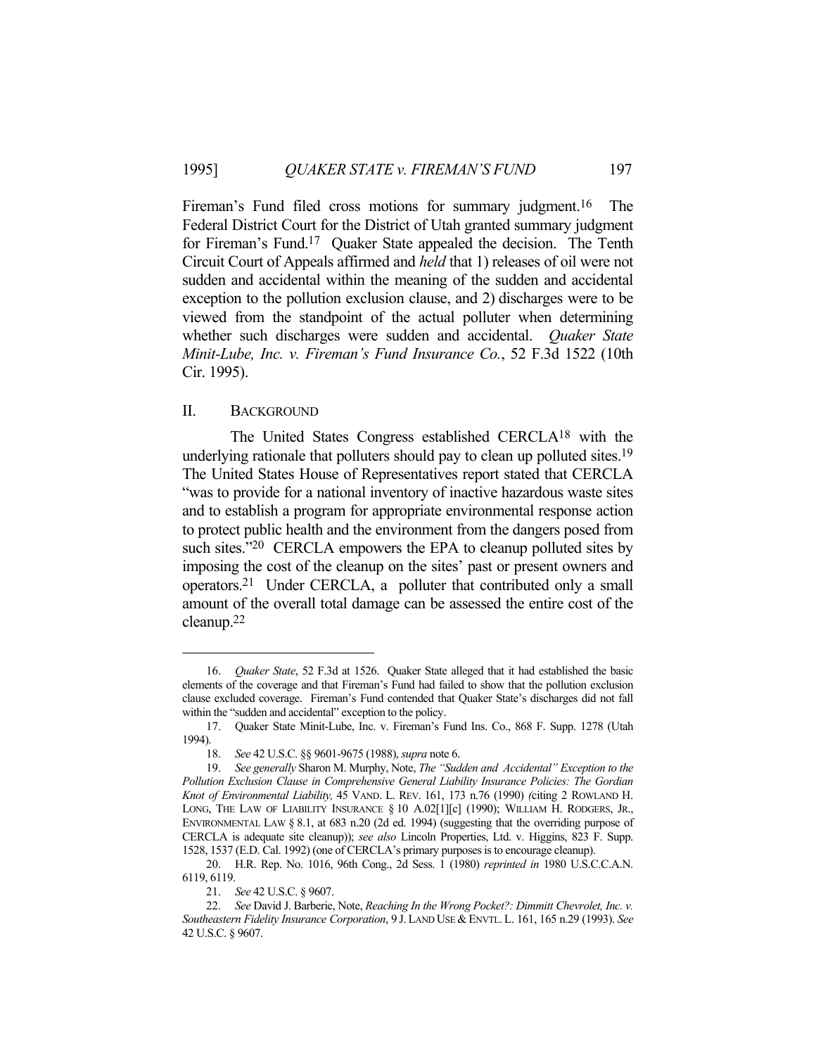Fireman's Fund filed cross motions for summary judgment.[16] The Federal District Court for the District of Utah granted summary judgment for Fireman's Fund.[17] Quaker State appealed the decision. The Tenth Circuit Court of Appeals affirmed and *held* that 1) releases of oil were not sudden and accidental within the meaning of the sudden and accidental exception to the pollution exclusion clause, and 2) discharges were to be viewed from the standpoint of the actual polluter when determining whether such discharges were sudden and accidental. *Quaker State Minit-Lube, Inc. v. Fireman's Fund Insurance Co.*, 52 F.3d 1522 (10th Cir. 1995).

## II. BACKGROUND

The United States Congress established CERCLA[18] with the underlying rationale that polluters should pay to clean up polluted sites.[19] The United States House of Representatives report stated that CERCLA "was to provide for a national inventory of inactive hazardous waste sites and to establish a program for appropriate environmental response action to protect public health and the environment from the dangers posed from such sites."[20] CERCLA empowers the EPA to cleanup polluted sites by imposing the cost of the cleanup on the sites' past or present owners and operators.[21] Under CERCLA, a polluter that contributed only a small amount of the overall total damage can be assessed the entire cost of the cleanup.[22]

---

16. *Quaker State*, 52 F.3d at 1526. Quaker State alleged that it had established the basic elements of the coverage and that Fireman's Fund had failed to show that the pollution exclusion clause excluded coverage. Fireman's Fund contended that Quaker State's discharges did not fall within the "sudden and accidental" exception to the policy.

17. Quaker State Minit-Lube, Inc. v. Fireman's Fund Ins. Co., 868 F. Supp. 1278 (Utah 1994).

18. *See* 42 U.S.C. §§ 9601-9675 (1988), *supra* note 6.

19. *See generally* Sharon M. Murphy, Note, *The "Sudden and Accidental" Exception to the Pollution Exclusion Clause in Comprehensive General Liability Insurance Policies: The Gordian Knot of Environmental Liability,* 45 VAND. L. REV. 161, 173 n.76 (1990) *(*citing 2 ROWLAND H. LONG, THE LAW OF LIABILITY INSURANCE § 10 A.02[1][c] (1990); WILLIAM H. RODGERS, JR., ENVIRONMENTAL LAW § 8.1, at 683 n.20 (2d ed. 1994) (suggesting that the overriding purpose of CERCLA is adequate site cleanup)); *see also* Lincoln Properties, Ltd. v. Higgins, 823 F. Supp. 1528, 1537 (E.D. Cal. 1992) (one of CERCLA's primary purposes is to encourage cleanup).

20. H.R. Rep. No. 1016, 96th Cong., 2d Sess. 1 (1980) *reprinted in* 1980 U.S.C.C.A.N. 6119, 6119.

21. *See* 42 U.S.C. § 9607.

22. *See* David J. Barberie, Note, *Reaching In the Wrong Pocket?: Dimmitt Chevrolet, Inc. v. Southeastern Fidelity Insurance Corporation*, 9 J. LAND USE & ENVTL. L. 161, 165 n.29 (1993). *See* 42 U.S.C. § 9607.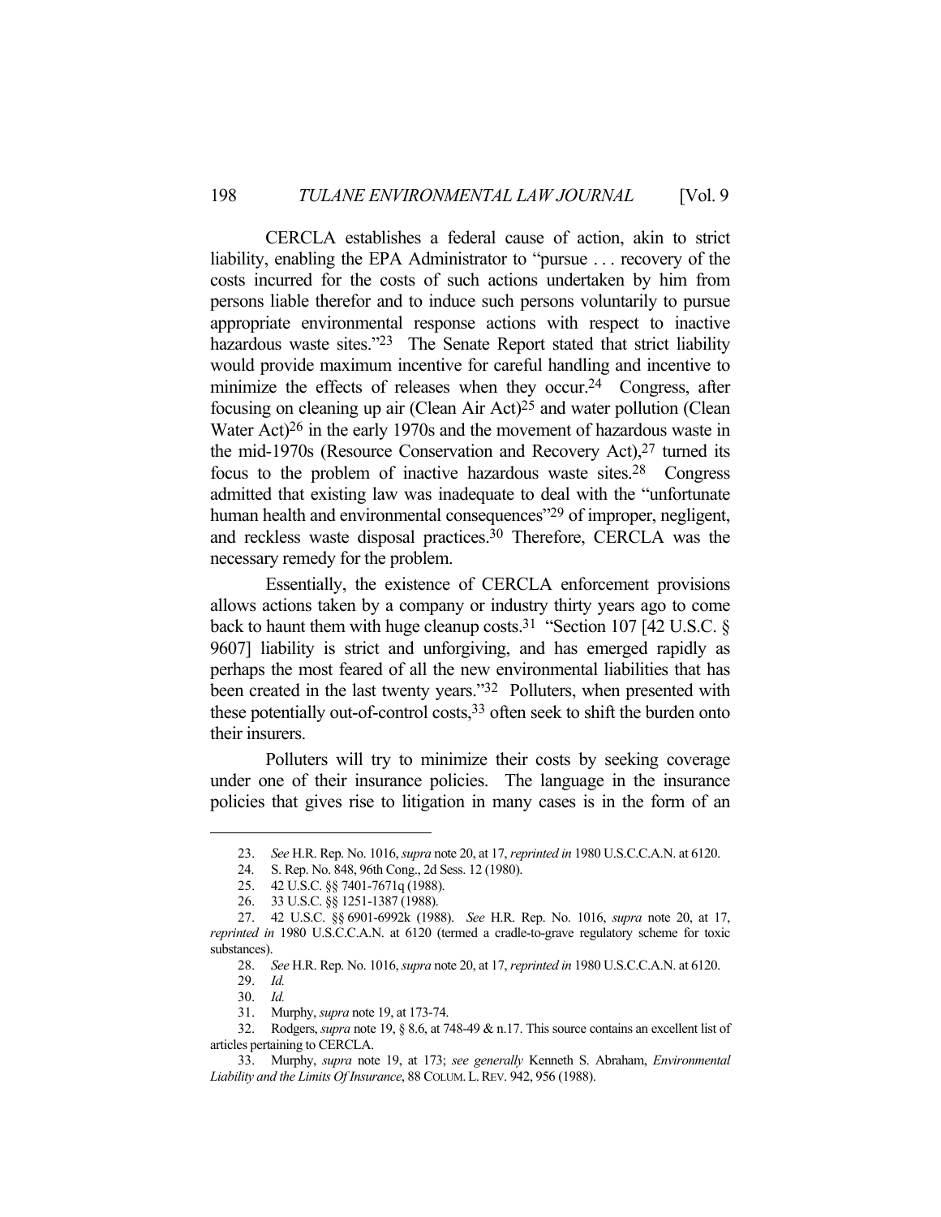CERCLA establishes a federal cause of action, akin to strict liability, enabling the EPA Administrator to "pursue . . . recovery of the costs incurred for the costs of such actions undertaken by him from persons liable therefor and to induce such persons voluntarily to pursue appropriate environmental response actions with respect to inactive hazardous waste sites."[23] The Senate Report stated that strict liability would provide maximum incentive for careful handling and incentive to minimize the effects of releases when they occur.[24] Congress, after focusing on cleaning up air (Clean Air Act)[25] and water pollution (Clean Water Act)[26] in the early 1970s and the movement of hazardous waste in the mid-1970s (Resource Conservation and Recovery Act),[27] turned its focus to the problem of inactive hazardous waste sites.[28] Congress admitted that existing law was inadequate to deal with the "unfortunate human health and environmental consequences"[29] of improper, negligent, and reckless waste disposal practices.[30] Therefore, CERCLA was the necessary remedy for the problem.

Essentially, the existence of CERCLA enforcement provisions allows actions taken by a company or industry thirty years ago to come back to haunt them with huge cleanup costs.[31] "Section 107 [42 U.S.C. § 9607] liability is strict and unforgiving, and has emerged rapidly as perhaps the most feared of all the new environmental liabilities that has been created in the last twenty years."[32] Polluters, when presented with these potentially out-of-control costs,[33] often seek to shift the burden onto their insurers.

Polluters will try to minimize their costs by seeking coverage under one of their insurance policies. The language in the insurance policies that gives rise to litigation in many cases is in the form of an

---

23. *See* H.R. Rep. No. 1016, *supra* note 20, at 17, *reprinted in* 1980 U.S.C.C.A.N. at 6120.

24. S. Rep. No. 848, 96th Cong., 2d Sess. 12 (1980).

25. 42 U.S.C. §§ 7401-7671q (1988).

26. 33 U.S.C. §§ 1251-1387 (1988).

27. 42 U.S.C. §§ 6901-6992k (1988). *See* H.R. Rep. No. 1016, *supra* note 20, at 17, *reprinted in* 1980 U.S.C.C.A.N. at 6120 (termed a cradle-to-grave regulatory scheme for toxic substances).

28. *See* H.R. Rep. No. 1016, *supra* note 20, at 17, *reprinted in* 1980 U.S.C.C.A.N. at 6120.

29. *Id.*

30. *Id.*

31. Murphy, *supra* note 19, at 173-74.

32. Rodgers, *supra* note 19, § 8.6, at 748-49 & n.17. This source contains an excellent list of articles pertaining to CERCLA.

33. Murphy, *supra* note 19, at 173; *see generally* Kenneth S. Abraham, *Environmental Liability and the Limits Of Insurance*, 88 COLUM. L. REV. 942, 956 (1988).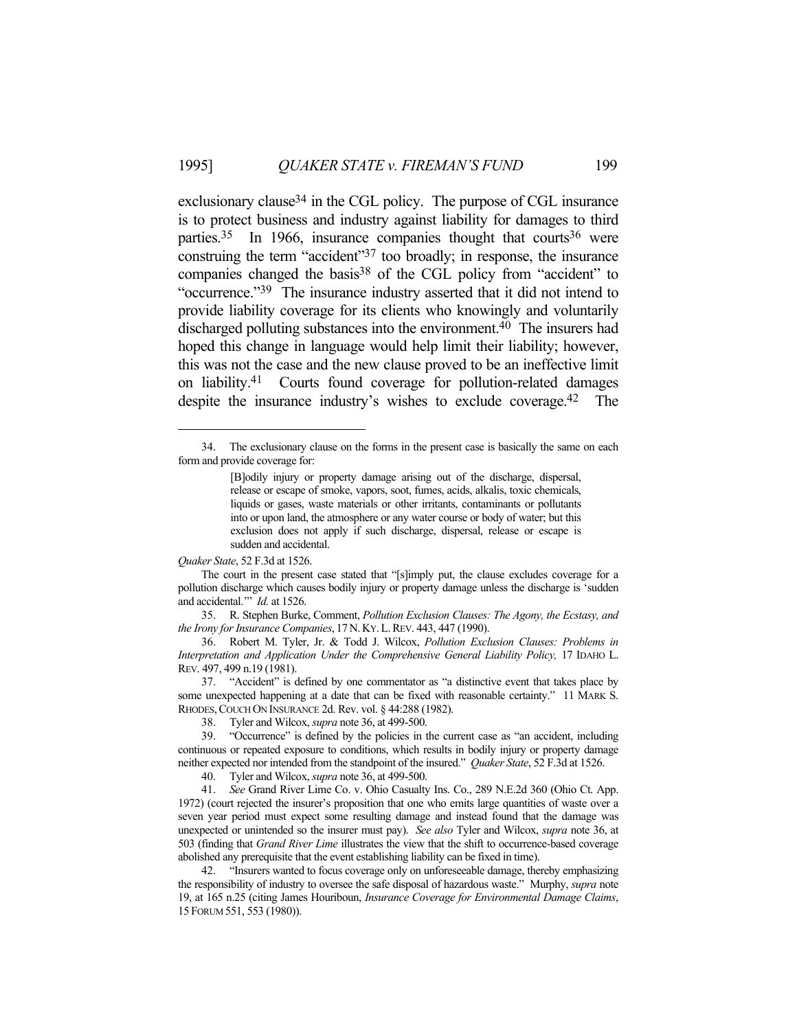exclusionary clause[34] in the CGL policy. The purpose of CGL insurance is to protect business and industry against liability for damages to third parties.[35] In 1966, insurance companies thought that courts[36] were construing the term "accident"[37] too broadly; in response, the insurance companies changed the basis[38] of the CGL policy from "accident" to "occurrence."[39] The insurance industry asserted that it did not intend to provide liability coverage for its clients who knowingly and voluntarily discharged polluting substances into the environment.[40] The insurers had hoped this change in language would help limit their liability; however, this was not the case and the new clause proved to be an ineffective limit on liability.[41] Courts found coverage for pollution-related damages despite the insurance industry's wishes to exclude coverage.[42] The

---

34. The exclusionary clause on the forms in the present case is basically the same on each form and provide coverage for:

> [B]odily injury or property damage arising out of the discharge, dispersal, release or escape of smoke, vapors, soot, fumes, acids, alkalis, toxic chemicals, liquids or gases, waste materials or other irritants, contaminants or pollutants into or upon land, the atmosphere or any water course or body of water; but this exclusion does not apply if such discharge, dispersal, release or escape is sudden and accidental.

*Quaker State*, 52 F.3d at 1526.

The court in the present case stated that "[s]imply put, the clause excludes coverage for a pollution discharge which causes bodily injury or property damage unless the discharge is 'sudden and accidental.'" *Id.* at 1526.

35. R. Stephen Burke, Comment, *Pollution Exclusion Clauses: The Agony, the Ecstasy, and the Irony for Insurance Companies*, 17 N. KY. L. REV. 443, 447 (1990).

36. Robert M. Tyler, Jr. & Todd J. Wilcox, *Pollution Exclusion Clauses: Problems in Interpretation and Application Under the Comprehensive General Liability Policy,* 17 IDAHO L. REV. 497, 499 n.19 (1981).

37. "Accident" is defined by one commentator as "a distinctive event that takes place by some unexpected happening at a date that can be fixed with reasonable certainty." 11 MARK S. RHODES, COUCH ON INSURANCE 2d. Rev. vol. § 44:288 (1982).

38. Tyler and Wilcox, *supra* note 36, at 499-500.

39. "Occurrence" is defined by the policies in the current case as "an accident, including continuous or repeated exposure to conditions, which results in bodily injury or property damage neither expected nor intended from the standpoint of the insured." *Quaker State*, 52 F.3d at 1526.

40. Tyler and Wilcox, *supra* note 36, at 499-500.

41. *See* Grand River Lime Co. v. Ohio Casualty Ins. Co., 289 N.E.2d 360 (Ohio Ct. App. 1972) (court rejected the insurer's proposition that one who emits large quantities of waste over a seven year period must expect some resulting damage and instead found that the damage was unexpected or unintended so the insurer must pay). *See also* Tyler and Wilcox, *supra* note 36, at 503 (finding that *Grand River Lime* illustrates the view that the shift to occurrence-based coverage abolished any prerequisite that the event establishing liability can be fixed in time).

42. "Insurers wanted to focus coverage only on unforeseeable damage, thereby emphasizing the responsibility of industry to oversee the safe disposal of hazardous waste." Murphy, *supra* note 19, at 165 n.25 (citing James Houriboun, *Insurance Coverage for Environmental Damage Claims*, 15 FORUM 551, 553 (1980)).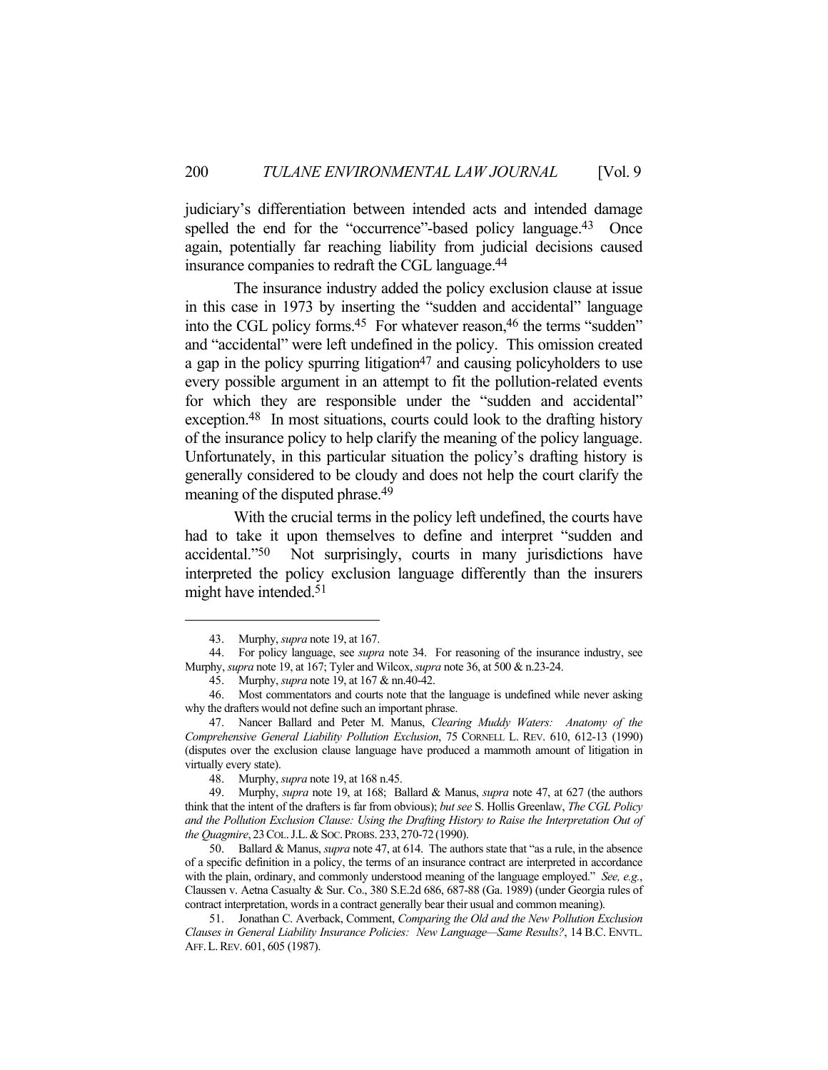judiciary's differentiation between intended acts and intended damage spelled the end for the "occurrence"-based policy language.[43] Once again, potentially far reaching liability from judicial decisions caused insurance companies to redraft the CGL language.[44]

The insurance industry added the policy exclusion clause at issue in this case in 1973 by inserting the "sudden and accidental" language into the CGL policy forms.[45] For whatever reason,[46] the terms "sudden" and "accidental" were left undefined in the policy. This omission created a gap in the policy spurring litigation[47] and causing policyholders to use every possible argument in an attempt to fit the pollution-related events for which they are responsible under the "sudden and accidental" exception.[48] In most situations, courts could look to the drafting history of the insurance policy to help clarify the meaning of the policy language. Unfortunately, in this particular situation the policy's drafting history is generally considered to be cloudy and does not help the court clarify the meaning of the disputed phrase.[49]

With the crucial terms in the policy left undefined, the courts have had to take it upon themselves to define and interpret "sudden and accidental."[50] Not surprisingly, courts in many jurisdictions have interpreted the policy exclusion language differently than the insurers might have intended.[51]

---

43. Murphy, *supra* note 19, at 167.

44. For policy language, see *supra* note 34. For reasoning of the insurance industry, see Murphy, *supra* note 19, at 167; Tyler and Wilcox, *supra* note 36, at 500 & n.23-24.

45. Murphy, *supra* note 19, at 167 & nn.40-42.

46. Most commentators and courts note that the language is undefined while never asking why the drafters would not define such an important phrase.

47. Nancer Ballard and Peter M. Manus, *Clearing Muddy Waters: Anatomy of the Comprehensive General Liability Pollution Exclusion*, 75 CORNELL L. REV. 610, 612-13 (1990) (disputes over the exclusion clause language have produced a mammoth amount of litigation in virtually every state).

48. Murphy, *supra* note 19, at 168 n.45.

49. Murphy, *supra* note 19, at 168; Ballard & Manus, *supra* note 47, at 627 (the authors think that the intent of the drafters is far from obvious); *but see* S. Hollis Greenlaw, *The CGL Policy and the Pollution Exclusion Clause: Using the Drafting History to Raise the Interpretation Out of the Quagmire*, 23 COL. J.L. & SOC. PROBS. 233, 270-72 (1990).

50. Ballard & Manus, *supra* note 47, at 614. The authors state that "as a rule, in the absence of a specific definition in a policy, the terms of an insurance contract are interpreted in accordance with the plain, ordinary, and commonly understood meaning of the language employed." *See, e.g.*, Claussen v. Aetna Casualty & Sur. Co., 380 S.E.2d 686, 687-88 (Ga. 1989) (under Georgia rules of contract interpretation, words in a contract generally bear their usual and common meaning).

51. Jonathan C. Averback, Comment, *Comparing the Old and the New Pollution Exclusion Clauses in General Liability Insurance Policies: New Language—Same Results?*, 14 B.C. ENVTL. AFF. L. REV. 601, 605 (1987).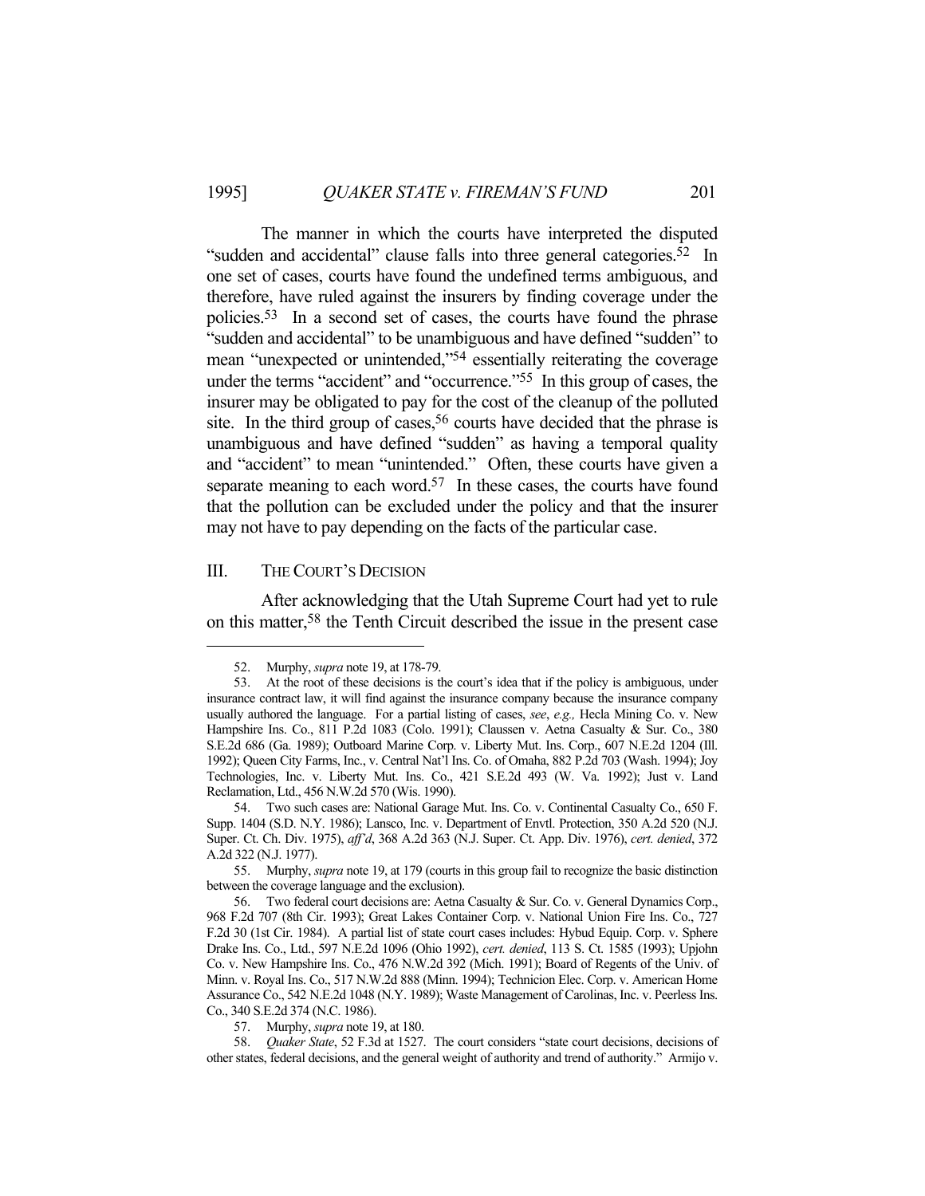The manner in which the courts have interpreted the disputed "sudden and accidental" clause falls into three general categories.[52] In one set of cases, courts have found the undefined terms ambiguous, and therefore, have ruled against the insurers by finding coverage under the policies.[53] In a second set of cases, the courts have found the phrase "sudden and accidental" to be unambiguous and have defined "sudden" to mean "unexpected or unintended,"[54] essentially reiterating the coverage under the terms "accident" and "occurrence."[55] In this group of cases, the insurer may be obligated to pay for the cost of the cleanup of the polluted site. In the third group of cases,[56] courts have decided that the phrase is unambiguous and have defined "sudden" as having a temporal quality and "accident" to mean "unintended." Often, these courts have given a separate meaning to each word.[57] In these cases, the courts have found that the pollution can be excluded under the policy and that the insurer may not have to pay depending on the facts of the particular case.

## III. THE COURT'S DECISION

After acknowledging that the Utah Supreme Court had yet to rule on this matter,[58] the Tenth Circuit described the issue in the present case

---

52. Murphy, *supra* note 19, at 178-79.

53. At the root of these decisions is the court's idea that if the policy is ambiguous, under insurance contract law, it will find against the insurance company because the insurance company usually authored the language. For a partial listing of cases, *see*, *e.g.,* Hecla Mining Co. v. New Hampshire Ins. Co., 811 P.2d 1083 (Colo. 1991); Claussen v. Aetna Casualty & Sur. Co., 380 S.E.2d 686 (Ga. 1989); Outboard Marine Corp. v. Liberty Mut. Ins. Corp., 607 N.E.2d 1204 (Ill. 1992); Queen City Farms, Inc., v. Central Nat'l Ins. Co. of Omaha, 882 P.2d 703 (Wash. 1994); Joy Technologies, Inc. v. Liberty Mut. Ins. Co., 421 S.E.2d 493 (W. Va. 1992); Just v. Land Reclamation, Ltd., 456 N.W.2d 570 (Wis. 1990).

54. Two such cases are: National Garage Mut. Ins. Co. v. Continental Casualty Co., 650 F. Supp. 1404 (S.D. N.Y. 1986); Lansco, Inc. v. Department of Envtl. Protection, 350 A.2d 520 (N.J. Super. Ct. Ch. Div. 1975), *aff'd*, 368 A.2d 363 (N.J. Super. Ct. App. Div. 1976), *cert. denied*, 372 A.2d 322 (N.J. 1977).

55. Murphy, *supra* note 19, at 179 (courts in this group fail to recognize the basic distinction between the coverage language and the exclusion).

56. Two federal court decisions are: Aetna Casualty & Sur. Co. v. General Dynamics Corp., 968 F.2d 707 (8th Cir. 1993); Great Lakes Container Corp. v. National Union Fire Ins. Co., 727 F.2d 30 (1st Cir. 1984). A partial list of state court cases includes: Hybud Equip. Corp. v. Sphere Drake Ins. Co., Ltd., 597 N.E.2d 1096 (Ohio 1992), *cert. denied*, 113 S. Ct. 1585 (1993); Upjohn Co. v. New Hampshire Ins. Co., 476 N.W.2d 392 (Mich. 1991); Board of Regents of the Univ. of Minn. v. Royal Ins. Co., 517 N.W.2d 888 (Minn. 1994); Technicion Elec. Corp. v. American Home Assurance Co., 542 N.E.2d 1048 (N.Y. 1989); Waste Management of Carolinas, Inc. v. Peerless Ins. Co., 340 S.E.2d 374 (N.C. 1986).

57. Murphy, *supra* note 19, at 180.

58. *Quaker State*, 52 F.3d at 1527. The court considers "state court decisions, decisions of other states, federal decisions, and the general weight of authority and trend of authority." Armijo v.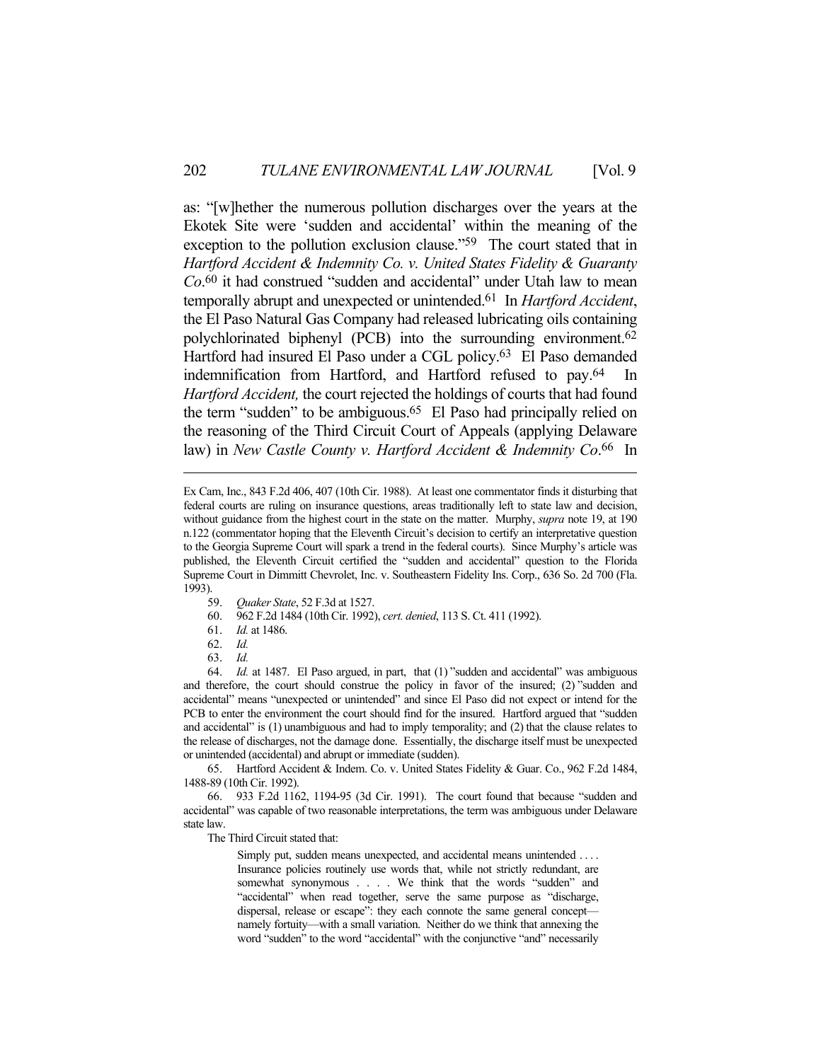as: "[w]hether the numerous pollution discharges over the years at the Ekotek Site were 'sudden and accidental' within the meaning of the exception to the pollution exclusion clause."[59] The court stated that in *Hartford Accident & Indemnity Co. v. United States Fidelity & Guaranty Co*.[60] it had construed "sudden and accidental" under Utah law to mean temporally abrupt and unexpected or unintended.[61] In *Hartford Accident*, the El Paso Natural Gas Company had released lubricating oils containing polychlorinated biphenyl (PCB) into the surrounding environment.[62] Hartford had insured El Paso under a CGL policy.[63] El Paso demanded indemnification from Hartford, and Hartford refused to pay.[64] In *Hartford Accident,* the court rejected the holdings of courts that had found the term "sudden" to be ambiguous.[65] El Paso had principally relied on the reasoning of the Third Circuit Court of Appeals (applying Delaware law) in *New Castle County v. Hartford Accident & Indemnity Co*.[66] In

---

Ex Cam, Inc., 843 F.2d 406, 407 (10th Cir. 1988). At least one commentator finds it disturbing that federal courts are ruling on insurance questions, areas traditionally left to state law and decision, without guidance from the highest court in the state on the matter. Murphy, *supra* note 19, at 190 n.122 (commentator hoping that the Eleventh Circuit's decision to certify an interpretative question to the Georgia Supreme Court will spark a trend in the federal courts). Since Murphy's article was published, the Eleventh Circuit certified the "sudden and accidental" question to the Florida Supreme Court in Dimmitt Chevrolet, Inc. v. Southeastern Fidelity Ins. Corp., 636 So. 2d 700 (Fla. 1993).

59. *Quaker State*, 52 F.3d at 1527.

60. 962 F.2d 1484 (10th Cir. 1992), *cert. denied*, 113 S. Ct. 411 (1992).

61. *Id.* at 1486.

62. *Id.*

63. *Id.*

64. *Id.* at 1487. El Paso argued, in part, that (1) "sudden and accidental" was ambiguous and therefore, the court should construe the policy in favor of the insured; (2) "sudden and accidental" means "unexpected or unintended" and since El Paso did not expect or intend for the PCB to enter the environment the court should find for the insured. Hartford argued that "sudden and accidental" is (1) unambiguous and had to imply temporality; and (2) that the clause relates to the release of discharges, not the damage done. Essentially, the discharge itself must be unexpected or unintended (accidental) and abrupt or immediate (sudden).

65. Hartford Accident & Indem. Co. v. United States Fidelity & Guar. Co., 962 F.2d 1484, 1488-89 (10th Cir. 1992).

66. 933 F.2d 1162, 1194-95 (3d Cir. 1991). The court found that because "sudden and accidental" was capable of two reasonable interpretations, the term was ambiguous under Delaware state law.

The Third Circuit stated that:

> Simply put, sudden means unexpected, and accidental means unintended . . . . Insurance policies routinely use words that, while not strictly redundant, are somewhat synonymous . . . . We think that the words "sudden" and "accidental" when read together, serve the same purpose as "discharge, dispersal, release or escape": they each connote the same general concept—namely fortuity—with a small variation. Neither do we think that annexing the word "sudden" to the word "accidental" with the conjunctive "and" necessarily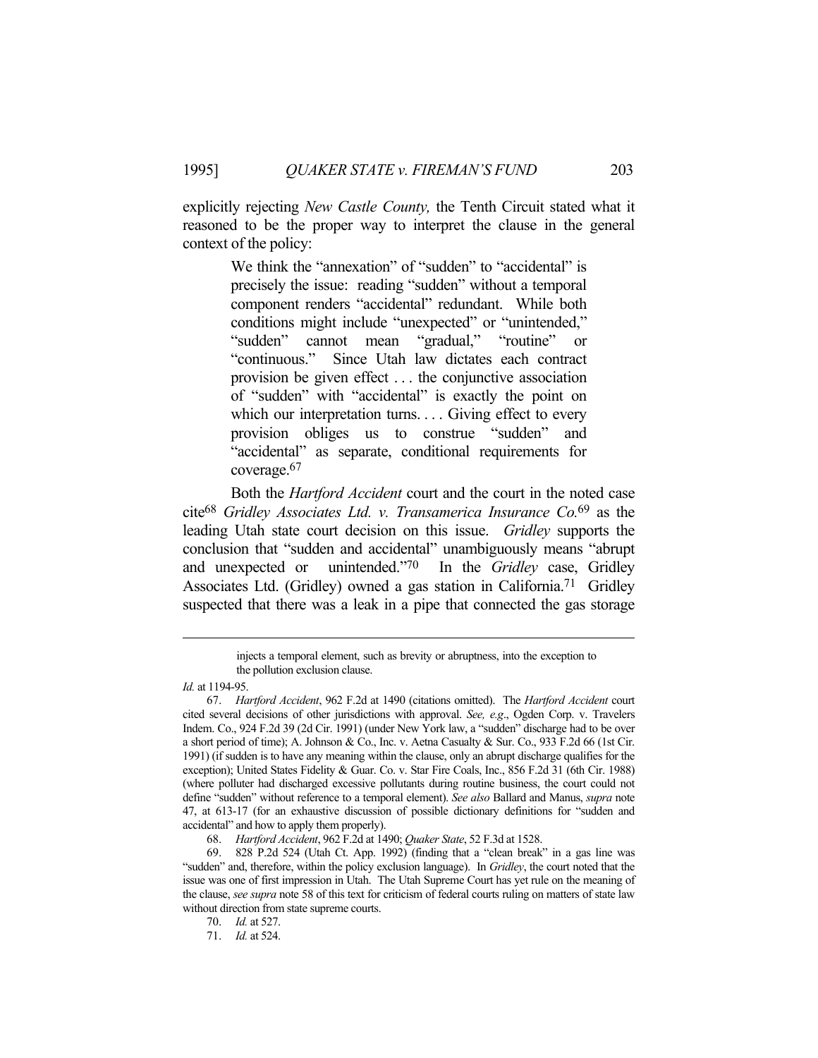explicitly rejecting *New Castle County,* the Tenth Circuit stated what it reasoned to be the proper way to interpret the clause in the general context of the policy:

> We think the "annexation" of "sudden" to "accidental" is precisely the issue: reading "sudden" without a temporal component renders "accidental" redundant. While both conditions might include "unexpected" or "unintended," "sudden" cannot mean "gradual," "routine" or "continuous." Since Utah law dictates each contract provision be given effect . . . the conjunctive association of "sudden" with "accidental" is exactly the point on which our interpretation turns. . . . Giving effect to every provision obliges us to construe "sudden" and "accidental" as separate, conditional requirements for coverage.[67]

Both the *Hartford Accident* court and the court in the noted case cite[68] *Gridley Associates Ltd. v. Transamerica Insurance Co.*[69] as the leading Utah state court decision on this issue. *Gridley* supports the conclusion that "sudden and accidental" unambiguously means "abrupt and unexpected or unintended."[70] In the *Gridley* case, Gridley Associates Ltd. (Gridley) owned a gas station in California.[71] Gridley suspected that there was a leak in a pipe that connected the gas storage

---

injects a temporal element, such as brevity or abruptness, into the exception to the pollution exclusion clause.

*Id.* at 1194-95.

67. *Hartford Accident*, 962 F.2d at 1490 (citations omitted). The *Hartford Accident* court cited several decisions of other jurisdictions with approval. *See, e.g*., Ogden Corp. v. Travelers Indem. Co., 924 F.2d 39 (2d Cir. 1991) (under New York law, a "sudden" discharge had to be over a short period of time); A. Johnson & Co., Inc. v. Aetna Casualty & Sur. Co., 933 F.2d 66 (1st Cir. 1991) (if sudden is to have any meaning within the clause, only an abrupt discharge qualifies for the exception); United States Fidelity & Guar. Co. v. Star Fire Coals, Inc., 856 F.2d 31 (6th Cir. 1988) (where polluter had discharged excessive pollutants during routine business, the court could not define "sudden" without reference to a temporal element). *See also* Ballard and Manus, *supra* note 47, at 613-17 (for an exhaustive discussion of possible dictionary definitions for "sudden and accidental" and how to apply them properly).

68. *Hartford Accident*, 962 F.2d at 1490; *Quaker State*, 52 F.3d at 1528.

69. 828 P.2d 524 (Utah Ct. App. 1992) (finding that a "clean break" in a gas line was "sudden" and, therefore, within the policy exclusion language). In *Gridley*, the court noted that the issue was one of first impression in Utah. The Utah Supreme Court has yet rule on the meaning of the clause, *see supra* note 58 of this text for criticism of federal courts ruling on matters of state law without direction from state supreme courts.

70. *Id.* at 527.

71. *Id.* at 524.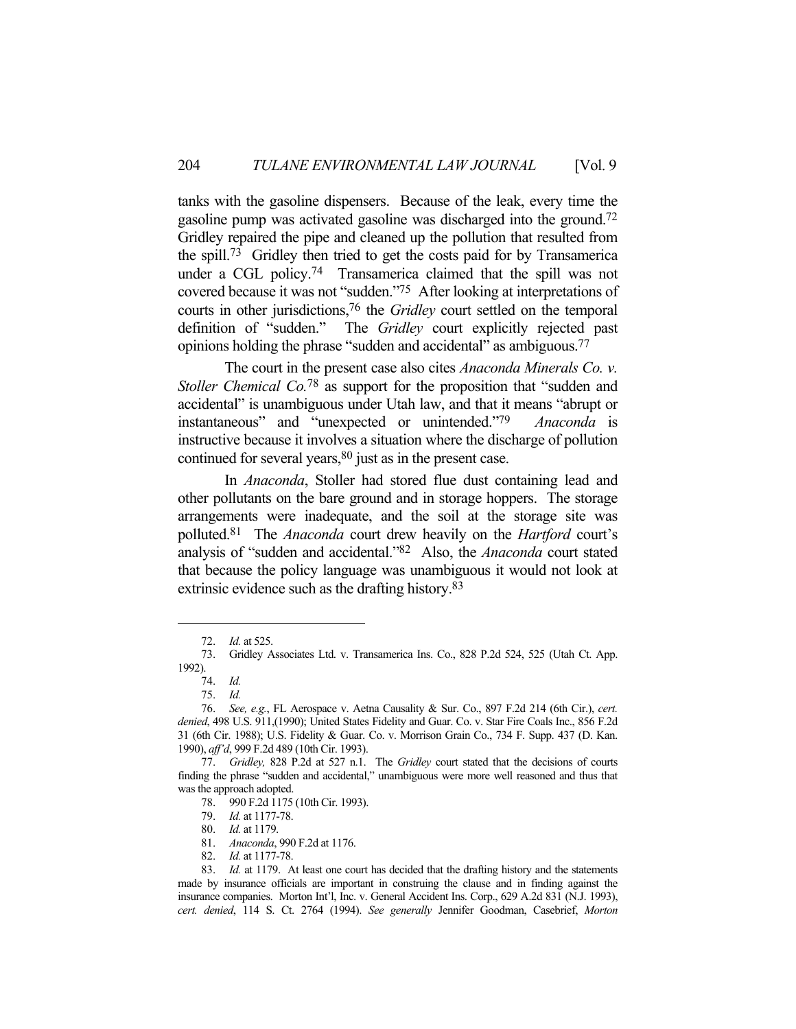tanks with the gasoline dispensers. Because of the leak, every time the gasoline pump was activated gasoline was discharged into the ground.[72] Gridley repaired the pipe and cleaned up the pollution that resulted from the spill.[73] Gridley then tried to get the costs paid for by Transamerica under a CGL policy.[74] Transamerica claimed that the spill was not covered because it was not "sudden."[75] After looking at interpretations of courts in other jurisdictions,[76] the *Gridley* court settled on the temporal definition of "sudden." The *Gridley* court explicitly rejected past opinions holding the phrase "sudden and accidental" as ambiguous.[77]

The court in the present case also cites *Anaconda Minerals Co. v. Stoller Chemical Co.*[78] as support for the proposition that "sudden and accidental" is unambiguous under Utah law, and that it means "abrupt or instantaneous" and "unexpected or unintended."[79] *Anaconda* is instructive because it involves a situation where the discharge of pollution continued for several years,[80] just as in the present case.

In *Anaconda*, Stoller had stored flue dust containing lead and other pollutants on the bare ground and in storage hoppers. The storage arrangements were inadequate, and the soil at the storage site was polluted.[81] The *Anaconda* court drew heavily on the *Hartford* court's analysis of "sudden and accidental."[82] Also, the *Anaconda* court stated that because the policy language was unambiguous it would not look at extrinsic evidence such as the drafting history.[83]

---

72. *Id.* at 525.

73. Gridley Associates Ltd. v. Transamerica Ins. Co., 828 P.2d 524, 525 (Utah Ct. App. 1992).

74. *Id.*

75. *Id.*

76. *See, e.g.*, FL Aerospace v. Aetna Causality & Sur. Co., 897 F.2d 214 (6th Cir.), *cert. denied*, 498 U.S. 911,(1990); United States Fidelity and Guar. Co. v. Star Fire Coals Inc., 856 F.2d 31 (6th Cir. 1988); U.S. Fidelity & Guar. Co. v. Morrison Grain Co., 734 F. Supp. 437 (D. Kan. 1990), *aff'd*, 999 F.2d 489 (10th Cir. 1993).

77. *Gridley,* 828 P.2d at 527 n.1. The *Gridley* court stated that the decisions of courts finding the phrase "sudden and accidental," unambiguous were more well reasoned and thus that was the approach adopted.

78. 990 F.2d 1175 (10th Cir. 1993).

79. *Id.* at 1177-78.

80. *Id.* at 1179.

81. *Anaconda*, 990 F.2d at 1176.

82. *Id.* at 1177-78.

83. *Id.* at 1179. At least one court has decided that the drafting history and the statements made by insurance officials are important in construing the clause and in finding against the insurance companies. Morton Int'l, Inc. v. General Accident Ins. Corp., 629 A.2d 831 (N.J. 1993), *cert. denied*, 114 S. Ct. 2764 (1994). *See generally* Jennifer Goodman, Casebrief, *Morton*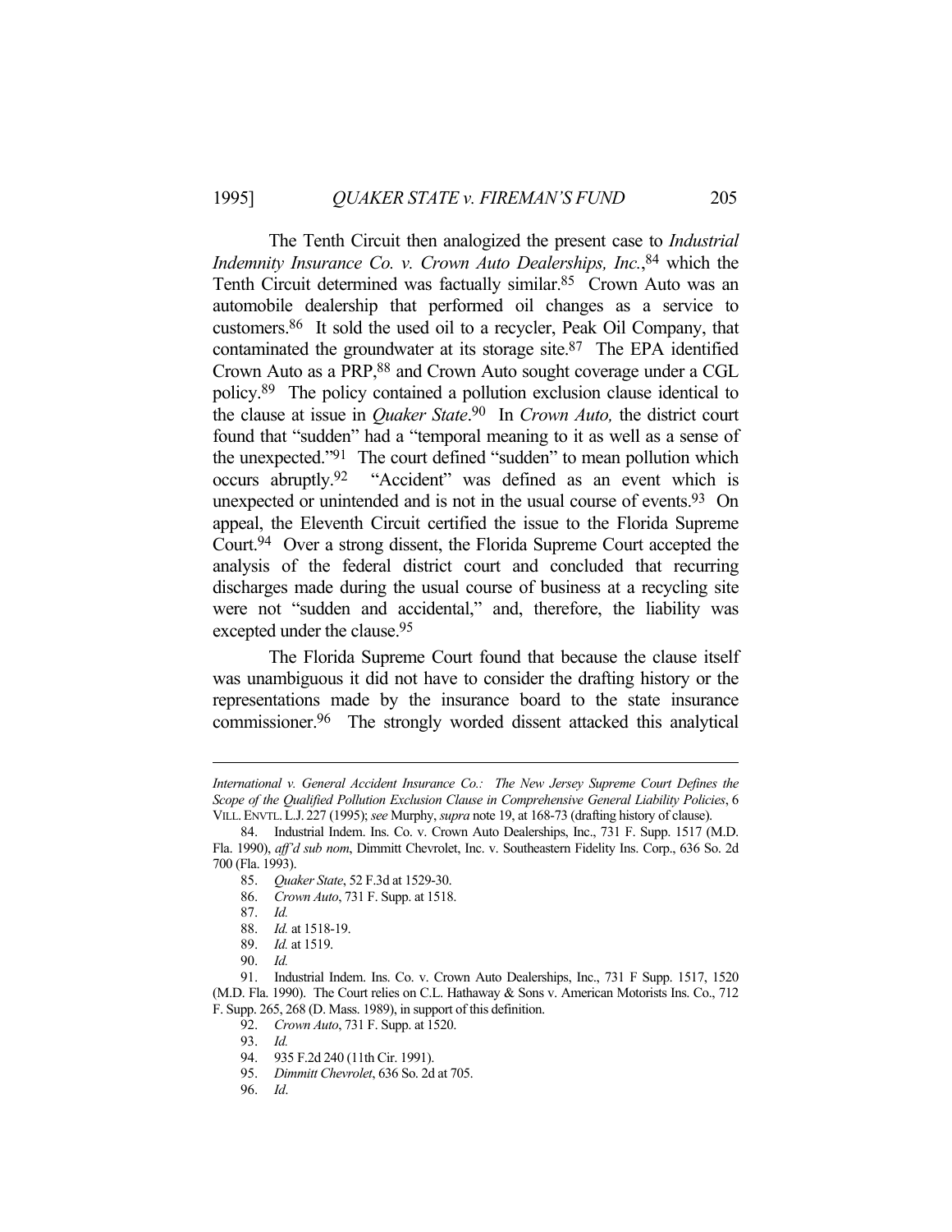The Tenth Circuit then analogized the present case to *Industrial Indemnity Insurance Co. v. Crown Auto Dealerships, Inc.*,[84] which the Tenth Circuit determined was factually similar.[85] Crown Auto was an automobile dealership that performed oil changes as a service to customers.[86] It sold the used oil to a recycler, Peak Oil Company, that contaminated the groundwater at its storage site.[87] The EPA identified Crown Auto as a PRP,[88] and Crown Auto sought coverage under a CGL policy.[89] The policy contained a pollution exclusion clause identical to the clause at issue in *Quaker State*.[90] In *Crown Auto,* the district court found that "sudden" had a "temporal meaning to it as well as a sense of the unexpected."[91] The court defined "sudden" to mean pollution which occurs abruptly.[92] "Accident" was defined as an event which is unexpected or unintended and is not in the usual course of events.[93] On appeal, the Eleventh Circuit certified the issue to the Florida Supreme Court.[94] Over a strong dissent, the Florida Supreme Court accepted the analysis of the federal district court and concluded that recurring discharges made during the usual course of business at a recycling site were not "sudden and accidental," and, therefore, the liability was excepted under the clause.[95]

The Florida Supreme Court found that because the clause itself was unambiguous it did not have to consider the drafting history or the representations made by the insurance board to the state insurance commissioner.[96] The strongly worded dissent attacked this analytical

---

*International v. General Accident Insurance Co.: The New Jersey Supreme Court Defines the Scope of the Qualified Pollution Exclusion Clause in Comprehensive General Liability Policies*, 6 VILL. ENVTL. L.J. 227 (1995); *see* Murphy, *supra* note 19, at 168-73 (drafting history of clause).

84. Industrial Indem. Ins. Co. v. Crown Auto Dealerships, Inc., 731 F. Supp. 1517 (M.D. Fla. 1990), *aff'd sub nom*, Dimmitt Chevrolet, Inc. v. Southeastern Fidelity Ins. Corp., 636 So. 2d 700 (Fla. 1993).

85. *Quaker State*, 52 F.3d at 1529-30.

86. *Crown Auto*, 731 F. Supp. at 1518.

87. *Id.*

88. *Id.* at 1518-19.

89. *Id.* at 1519.

90. *Id.*

91. Industrial Indem. Ins. Co. v. Crown Auto Dealerships, Inc., 731 F Supp. 1517, 1520 (M.D. Fla. 1990). The Court relies on C.L. Hathaway & Sons v. American Motorists Ins. Co., 712 F. Supp. 265, 268 (D. Mass. 1989), in support of this definition.

92. *Crown Auto*, 731 F. Supp. at 1520.

93. *Id.*

94. 935 F.2d 240 (11th Cir. 1991).

95. *Dimmitt Chevrolet*, 636 So. 2d at 705.

96. *Id*.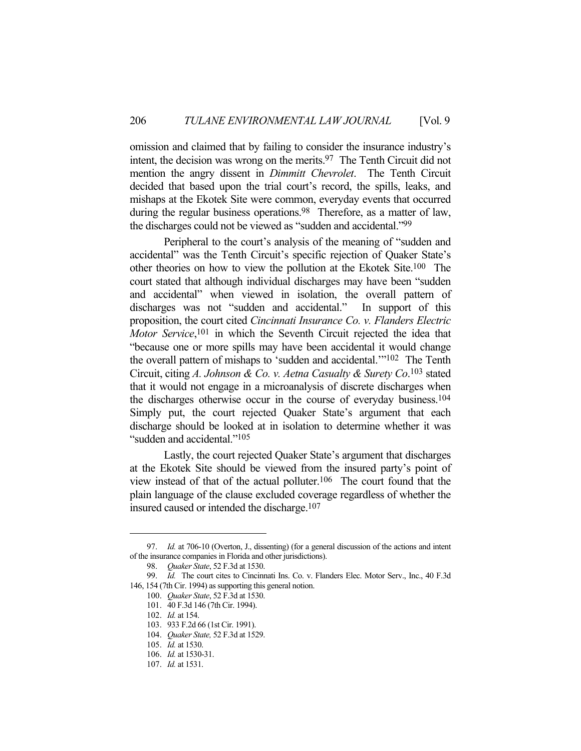omission and claimed that by failing to consider the insurance industry's intent, the decision was wrong on the merits.[97] The Tenth Circuit did not mention the angry dissent in *Dimmitt Chevrolet*. The Tenth Circuit decided that based upon the trial court's record, the spills, leaks, and mishaps at the Ekotek Site were common, everyday events that occurred during the regular business operations.[98] Therefore, as a matter of law, the discharges could not be viewed as "sudden and accidental."[99]

Peripheral to the court's analysis of the meaning of "sudden and accidental" was the Tenth Circuit's specific rejection of Quaker State's other theories on how to view the pollution at the Ekotek Site.[100] The court stated that although individual discharges may have been "sudden and accidental" when viewed in isolation, the overall pattern of discharges was not "sudden and accidental." In support of this proposition, the court cited *Cincinnati Insurance Co. v. Flanders Electric Motor Service*,[101] in which the Seventh Circuit rejected the idea that "because one or more spills may have been accidental it would change the overall pattern of mishaps to 'sudden and accidental.'"[102] The Tenth Circuit, citing *A. Johnson & Co. v. Aetna Casualty & Surety Co*.[103] stated that it would not engage in a microanalysis of discrete discharges when the discharges otherwise occur in the course of everyday business.[104] Simply put, the court rejected Quaker State's argument that each discharge should be looked at in isolation to determine whether it was "sudden and accidental."[105]

Lastly, the court rejected Quaker State's argument that discharges at the Ekotek Site should be viewed from the insured party's point of view instead of that of the actual polluter.[106] The court found that the plain language of the clause excluded coverage regardless of whether the insured caused or intended the discharge.[107]

---

97. *Id.* at 706-10 (Overton, J., dissenting) (for a general discussion of the actions and intent of the insurance companies in Florida and other jurisdictions).

98. *Quaker State*, 52 F.3d at 1530.

99. *Id.* The court cites to Cincinnati Ins. Co. v. Flanders Elec. Motor Serv., Inc., 40 F.3d 146, 154 (7th Cir. 1994) as supporting this general notion.

100. *Quaker State*, 52 F.3d at 1530.

101. 40 F.3d 146 (7th Cir. 1994).

102. *Id.* at 154.

103. 933 F.2d 66 (1st Cir. 1991).

104. *Quaker State,* 52 F.3d at 1529.

105. *Id.* at 1530.

106. *Id.* at 1530-31.

107. *Id.* at 1531.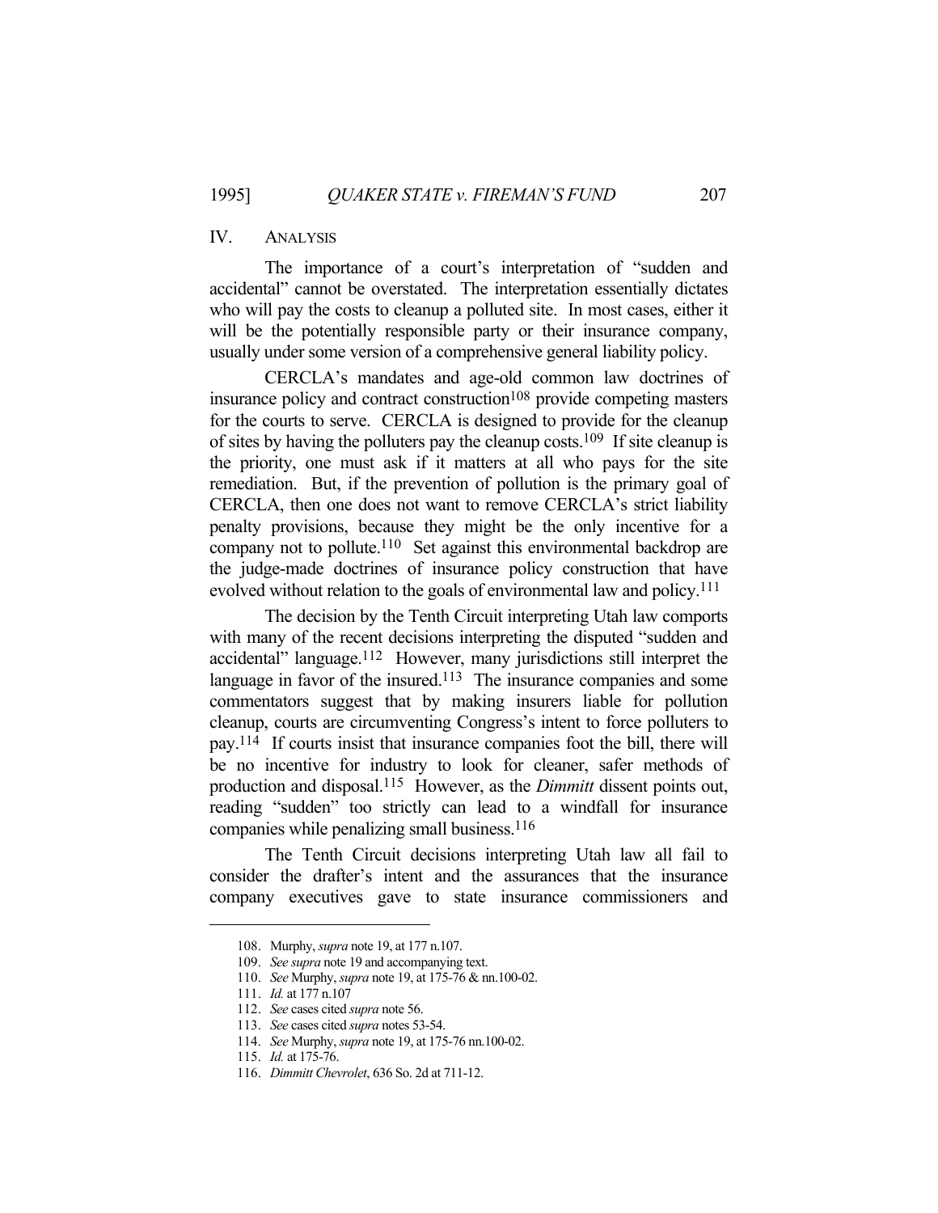## IV. ANALYSIS

The importance of a court's interpretation of "sudden and accidental" cannot be overstated. The interpretation essentially dictates who will pay the costs to cleanup a polluted site. In most cases, either it will be the potentially responsible party or their insurance company, usually under some version of a comprehensive general liability policy.

CERCLA's mandates and age-old common law doctrines of insurance policy and contract construction[108] provide competing masters for the courts to serve. CERCLA is designed to provide for the cleanup of sites by having the polluters pay the cleanup costs.[109] If site cleanup is the priority, one must ask if it matters at all who pays for the site remediation. But, if the prevention of pollution is the primary goal of CERCLA, then one does not want to remove CERCLA's strict liability penalty provisions, because they might be the only incentive for a company not to pollute.[110] Set against this environmental backdrop are the judge-made doctrines of insurance policy construction that have evolved without relation to the goals of environmental law and policy.[111]

The decision by the Tenth Circuit interpreting Utah law comports with many of the recent decisions interpreting the disputed "sudden and accidental" language.[112] However, many jurisdictions still interpret the language in favor of the insured.[113] The insurance companies and some commentators suggest that by making insurers liable for pollution cleanup, courts are circumventing Congress's intent to force polluters to pay.[114] If courts insist that insurance companies foot the bill, there will be no incentive for industry to look for cleaner, safer methods of production and disposal.[115] However, as the *Dimmitt* dissent points out, reading "sudden" too strictly can lead to a windfall for insurance companies while penalizing small business.[116]

The Tenth Circuit decisions interpreting Utah law all fail to consider the drafter's intent and the assurances that the insurance company executives gave to state insurance commissioners and

---

108. Murphy, *supra* note 19, at 177 n.107.

109. *See supra* note 19 and accompanying text.

110. *See* Murphy, *supra* note 19, at 175-76 & nn.100-02.

111. *Id.* at 177 n.107

112. *See* cases cited *supra* note 56.

113. *See* cases cited *supra* notes 53-54.

114. *See* Murphy, *supra* note 19, at 175-76 nn.100-02.

115. *Id.* at 175-76.

116. *Dimmitt Chevrolet*, 636 So. 2d at 711-12.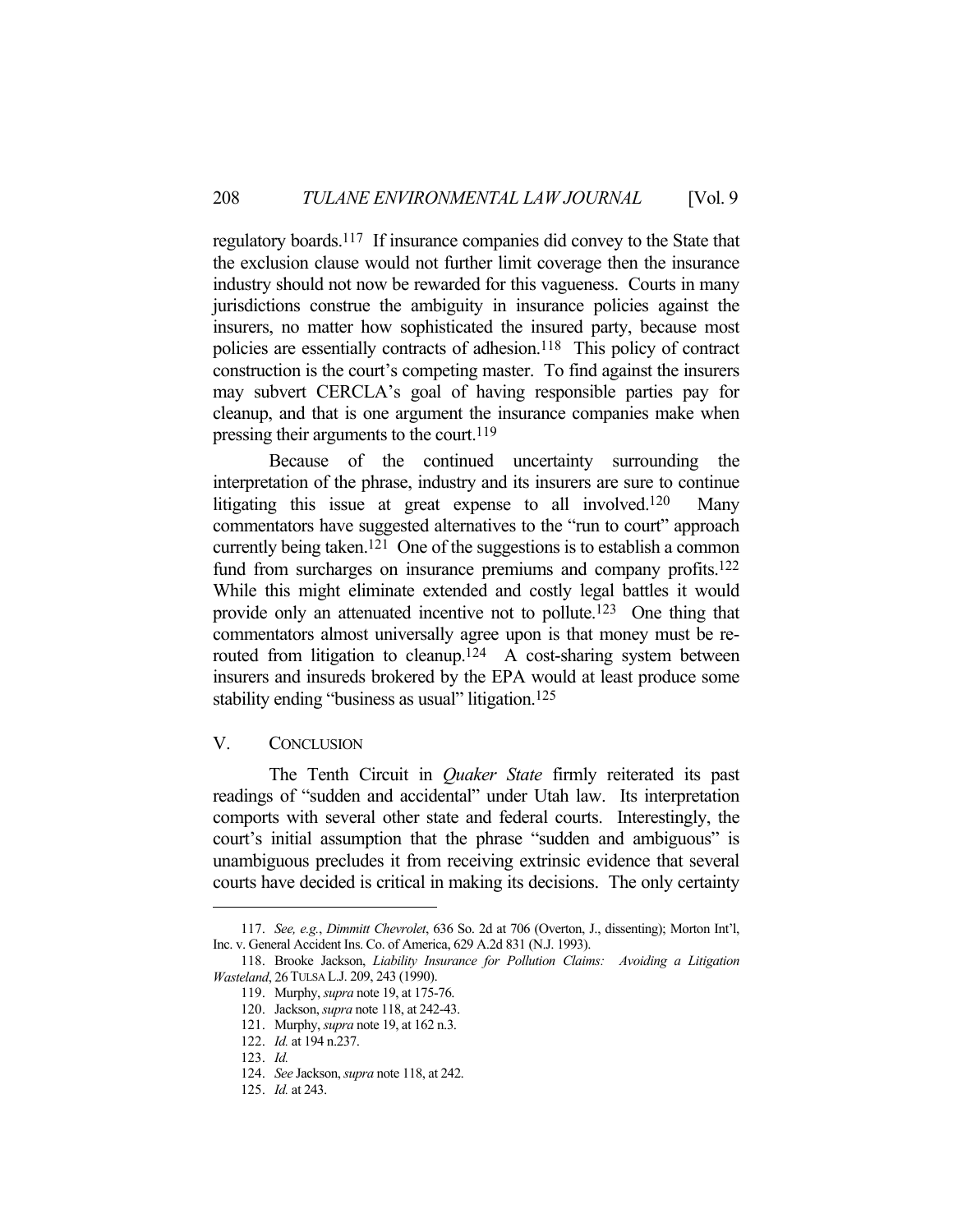regulatory boards.[117] If insurance companies did convey to the State that the exclusion clause would not further limit coverage then the insurance industry should not now be rewarded for this vagueness. Courts in many jurisdictions construe the ambiguity in insurance policies against the insurers, no matter how sophisticated the insured party, because most policies are essentially contracts of adhesion.[118] This policy of contract construction is the court's competing master. To find against the insurers may subvert CERCLA's goal of having responsible parties pay for cleanup, and that is one argument the insurance companies make when pressing their arguments to the court.[119]

Because of the continued uncertainty surrounding the interpretation of the phrase, industry and its insurers are sure to continue litigating this issue at great expense to all involved.[120] Many commentators have suggested alternatives to the "run to court" approach currently being taken.[121] One of the suggestions is to establish a common fund from surcharges on insurance premiums and company profits.[122] While this might eliminate extended and costly legal battles it would provide only an attenuated incentive not to pollute.[123] One thing that commentators almost universally agree upon is that money must be re-routed from litigation to cleanup.[124] A cost-sharing system between insurers and insureds brokered by the EPA would at least produce some stability ending "business as usual" litigation.[125]

## V. CONCLUSION

The Tenth Circuit in *Quaker State* firmly reiterated its past readings of "sudden and accidental" under Utah law. Its interpretation comports with several other state and federal courts. Interestingly, the court's initial assumption that the phrase "sudden and ambiguous" is unambiguous precludes it from receiving extrinsic evidence that several courts have decided is critical in making its decisions. The only certainty

---

117. *See, e.g.*, *Dimmitt Chevrolet*, 636 So. 2d at 706 (Overton, J., dissenting); Morton Int'l, Inc. v. General Accident Ins. Co. of America, 629 A.2d 831 (N.J. 1993).

118. Brooke Jackson, *Liability Insurance for Pollution Claims: Avoiding a Litigation Wasteland*, 26 TULSA L.J. 209, 243 (1990).

119. Murphy, *supra* note 19, at 175-76.

120. Jackson, *supra* note 118, at 242-43.

121. Murphy, *supra* note 19, at 162 n.3.

122. *Id.* at 194 n.237.

123. *Id.*

124. *See* Jackson, *supra* note 118, at 242.

125. *Id.* at 243.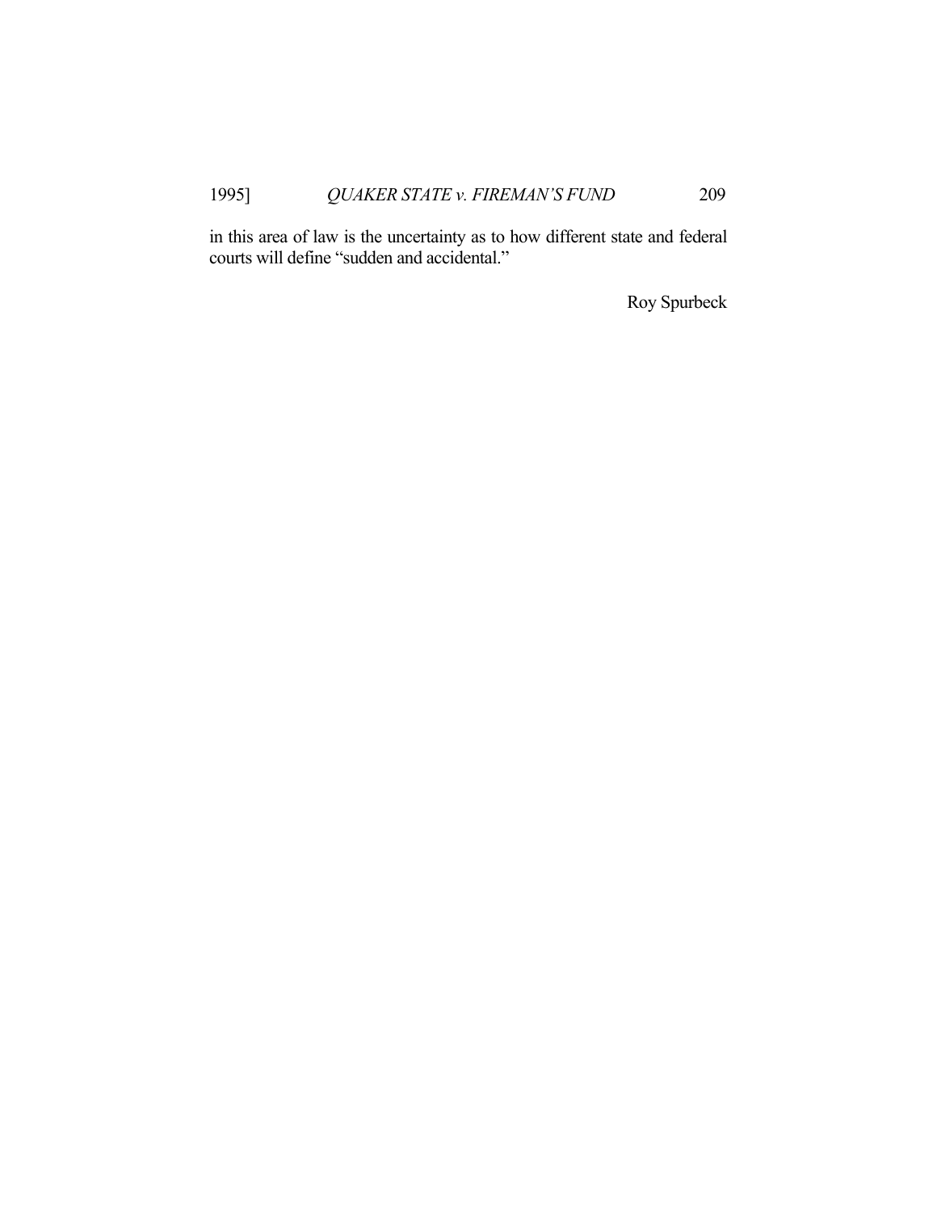in this area of law is the uncertainty as to how different state and federal courts will define "sudden and accidental."

Roy Spurbeck